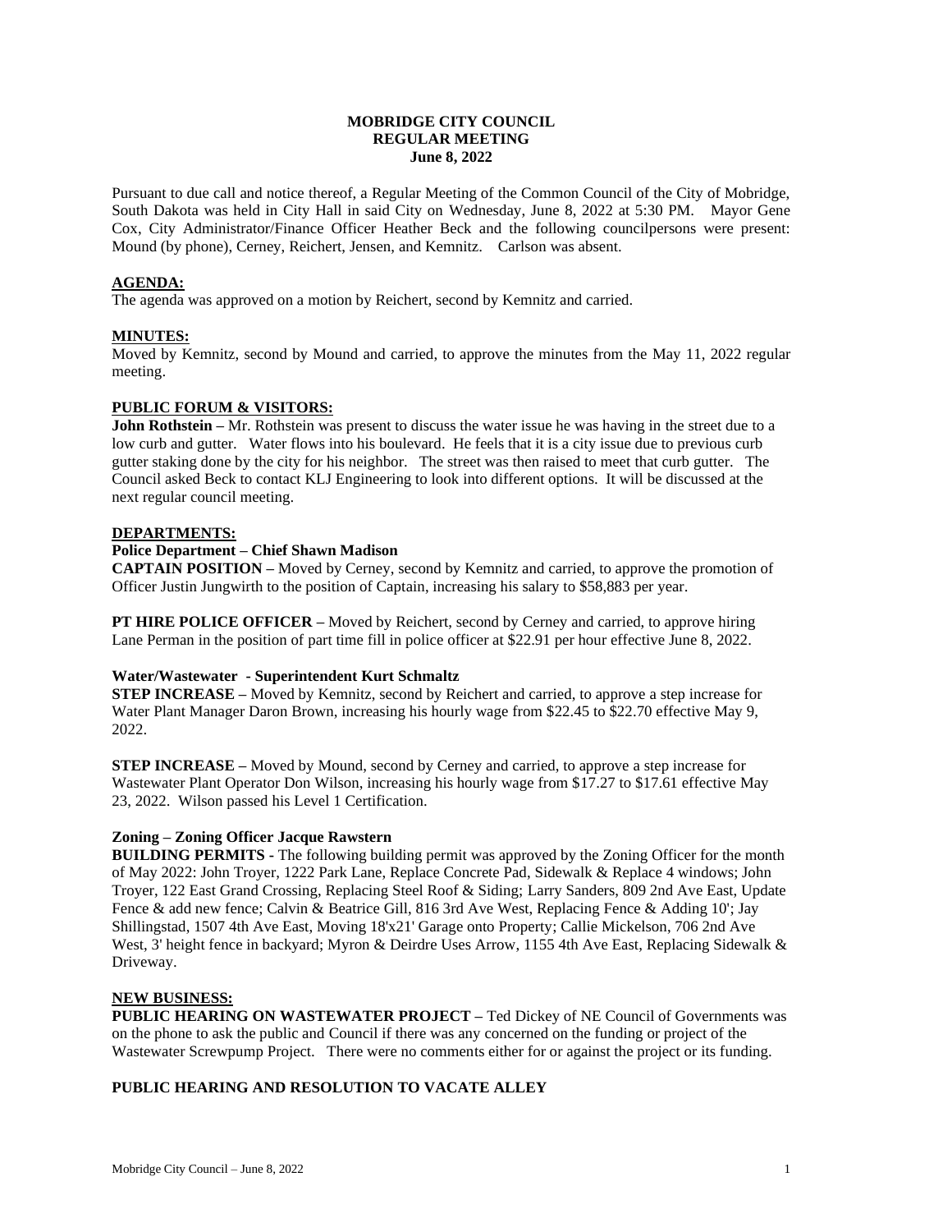**MOBRIDGE CITY COUNCIL**
**REGULAR MEETING**
**June 8, 2022**

Pursuant to due call and notice thereof, a Regular Meeting of the Common Council of the City of Mobridge, South Dakota was held in City Hall in said City on Wednesday, June 8, 2022 at 5:30 PM. Mayor Gene Cox, City Administrator/Finance Officer Heather Beck and the following councilpersons were present: Mound (by phone), Cerney, Reichert, Jensen, and Kemnitz. Carlson was absent.

**AGENDA:**

The agenda was approved on a motion by Reichert, second by Kemnitz and carried.

**MINUTES:**

Moved by Kemnitz, second by Mound and carried, to approve the minutes from the May 11, 2022 regular meeting.

**PUBLIC FORUM & VISITORS:**

**John Rothstein –** Mr. Rothstein was present to discuss the water issue he was having in the street due to a low curb and gutter. Water flows into his boulevard. He feels that it is a city issue due to previous curb gutter staking done by the city for his neighbor. The street was then raised to meet that curb gutter. The Council asked Beck to contact KLJ Engineering to look into different options. It will be discussed at the next regular council meeting.

**DEPARTMENTS:**

**Police Department – Chief Shawn Madison**

**CAPTAIN POSITION –** Moved by Cerney, second by Kemnitz and carried, to approve the promotion of Officer Justin Jungwirth to the position of Captain, increasing his salary to $58,883 per year.

**PT HIRE POLICE OFFICER –** Moved by Reichert, second by Cerney and carried, to approve hiring Lane Perman in the position of part time fill in police officer at $22.91 per hour effective June 8, 2022.

**Water/Wastewater - Superintendent Kurt Schmaltz**

**STEP INCREASE –** Moved by Kemnitz, second by Reichert and carried, to approve a step increase for Water Plant Manager Daron Brown, increasing his hourly wage from $22.45 to $22.70 effective May 9, 2022.

**STEP INCREASE –** Moved by Mound, second by Cerney and carried, to approve a step increase for Wastewater Plant Operator Don Wilson, increasing his hourly wage from $17.27 to $17.61 effective May 23, 2022. Wilson passed his Level 1 Certification.

**Zoning – Zoning Officer Jacque Rawstern**

**BUILDING PERMITS -** The following building permit was approved by the Zoning Officer for the month of May 2022: John Troyer, 1222 Park Lane, Replace Concrete Pad, Sidewalk & Replace 4 windows; John Troyer, 122 East Grand Crossing, Replacing Steel Roof & Siding; Larry Sanders, 809 2nd Ave East, Update Fence & add new fence; Calvin & Beatrice Gill, 816 3rd Ave West, Replacing Fence & Adding 10'; Jay Shillingstad, 1507 4th Ave East, Moving 18'x21' Garage onto Property; Callie Mickelson, 706 2nd Ave West, 3' height fence in backyard; Myron & Deirdre Uses Arrow, 1155 4th Ave East, Replacing Sidewalk & Driveway.

**NEW BUSINESS:**

**PUBLIC HEARING ON WASTEWATER PROJECT –** Ted Dickey of NE Council of Governments was on the phone to ask the public and Council if there was any concerned on the funding or project of the Wastewater Screwpump Project. There were no comments either for or against the project or its funding.

**PUBLIC HEARING AND RESOLUTION TO VACATE ALLEY**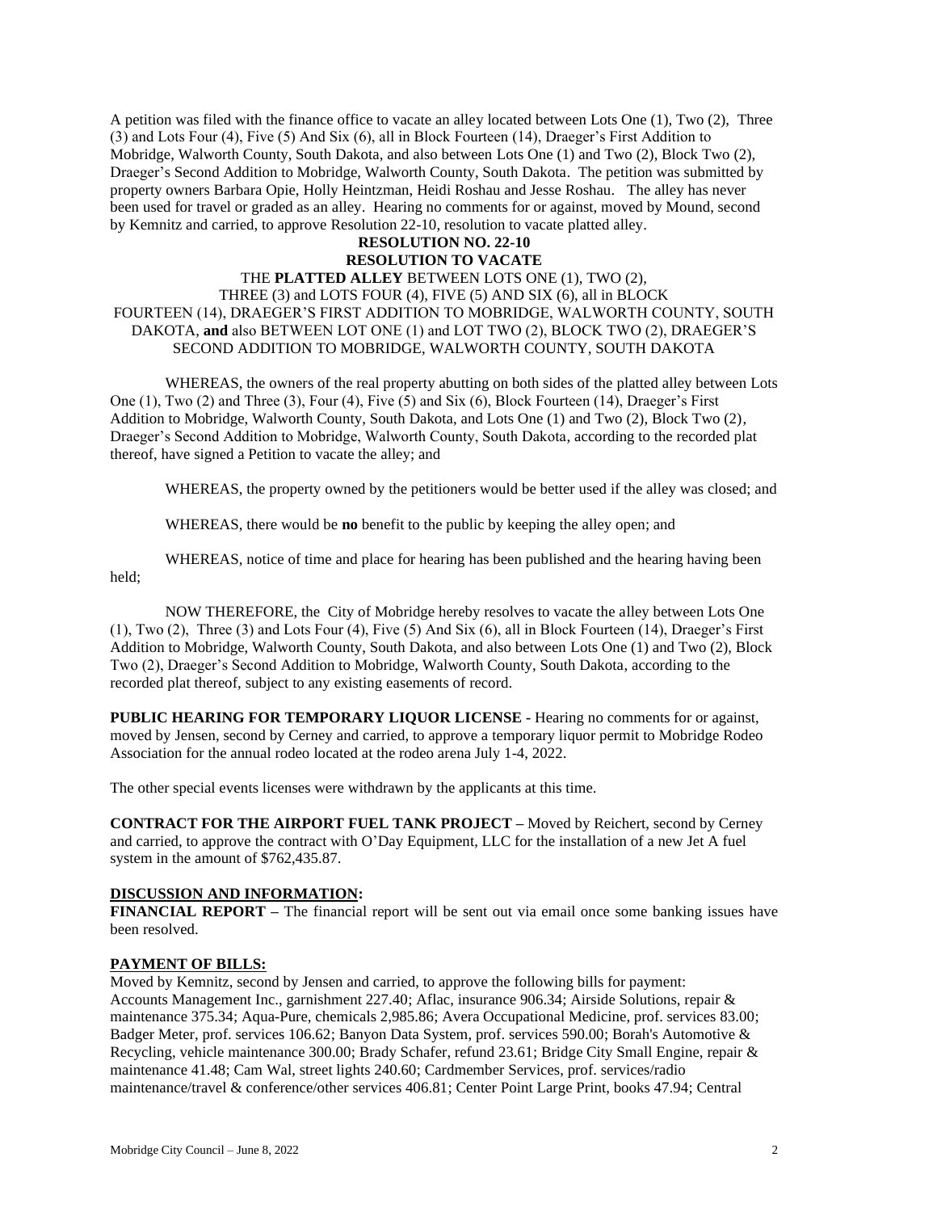A petition was filed with the finance office to vacate an alley located between Lots One (1), Two (2), Three (3) and Lots Four (4), Five (5) And Six (6), all in Block Fourteen (14), Draeger's First Addition to Mobridge, Walworth County, South Dakota, and also between Lots One (1) and Two (2), Block Two (2), Draeger's Second Addition to Mobridge, Walworth County, South Dakota. The petition was submitted by property owners Barbara Opie, Holly Heintzman, Heidi Roshau and Jesse Roshau. The alley has never been used for travel or graded as an alley. Hearing no comments for or against, moved by Mound, second by Kemnitz and carried, to approve Resolution 22-10, resolution to vacate platted alley.

**RESOLUTION NO. 22-10**
**RESOLUTION TO VACATE**

THE **PLATTED ALLEY** BETWEEN LOTS ONE (1), TWO (2), THREE (3) and LOTS FOUR (4), FIVE (5) AND SIX (6), all in BLOCK FOURTEEN (14), DRAEGER'S FIRST ADDITION TO MOBRIDGE, WALWORTH COUNTY, SOUTH DAKOTA, **and** also BETWEEN LOT ONE (1) and LOT TWO (2), BLOCK TWO (2), DRAEGER'S SECOND ADDITION TO MOBRIDGE, WALWORTH COUNTY, SOUTH DAKOTA

WHEREAS, the owners of the real property abutting on both sides of the platted alley between Lots One (1), Two (2) and Three (3), Four (4), Five (5) and Six (6), Block Fourteen (14), Draeger's First Addition to Mobridge, Walworth County, South Dakota, and Lots One (1) and Two (2), Block Two (2), Draeger's Second Addition to Mobridge, Walworth County, South Dakota, according to the recorded plat thereof, have signed a Petition to vacate the alley; and

WHEREAS, the property owned by the petitioners would be better used if the alley was closed; and

WHEREAS, there would be **no** benefit to the public by keeping the alley open; and

WHEREAS, notice of time and place for hearing has been published and the hearing having been held;

NOW THEREFORE, the City of Mobridge hereby resolves to vacate the alley between Lots One (1), Two (2), Three (3) and Lots Four (4), Five (5) And Six (6), all in Block Fourteen (14), Draeger's First Addition to Mobridge, Walworth County, South Dakota, and also between Lots One (1) and Two (2), Block Two (2), Draeger's Second Addition to Mobridge, Walworth County, South Dakota, according to the recorded plat thereof, subject to any existing easements of record.

**PUBLIC HEARING FOR TEMPORARY LIQUOR LICENSE** - Hearing no comments for or against, moved by Jensen, second by Cerney and carried, to approve a temporary liquor permit to Mobridge Rodeo Association for the annual rodeo located at the rodeo arena July 1-4, 2022.

The other special events licenses were withdrawn by the applicants at this time.

**CONTRACT FOR THE AIRPORT FUEL TANK PROJECT –** Moved by Reichert, second by Cerney and carried, to approve the contract with O'Day Equipment, LLC for the installation of a new Jet A fuel system in the amount of $762,435.87.

**DISCUSSION AND INFORMATION:**

**FINANCIAL REPORT –** The financial report will be sent out via email once some banking issues have been resolved.

**PAYMENT OF BILLS:**

Moved by Kemnitz, second by Jensen and carried, to approve the following bills for payment: Accounts Management Inc., garnishment 227.40; Aflac, insurance 906.34; Airside Solutions, repair & maintenance 375.34; Aqua-Pure, chemicals 2,985.86; Avera Occupational Medicine, prof. services 83.00; Badger Meter, prof. services 106.62; Banyon Data System, prof. services 590.00; Borah's Automotive & Recycling, vehicle maintenance 300.00; Brady Schafer, refund 23.61; Bridge City Small Engine, repair & maintenance 41.48; Cam Wal, street lights 240.60; Cardmember Services, prof. services/radio maintenance/travel & conference/other services 406.81; Center Point Large Print, books 47.94; Central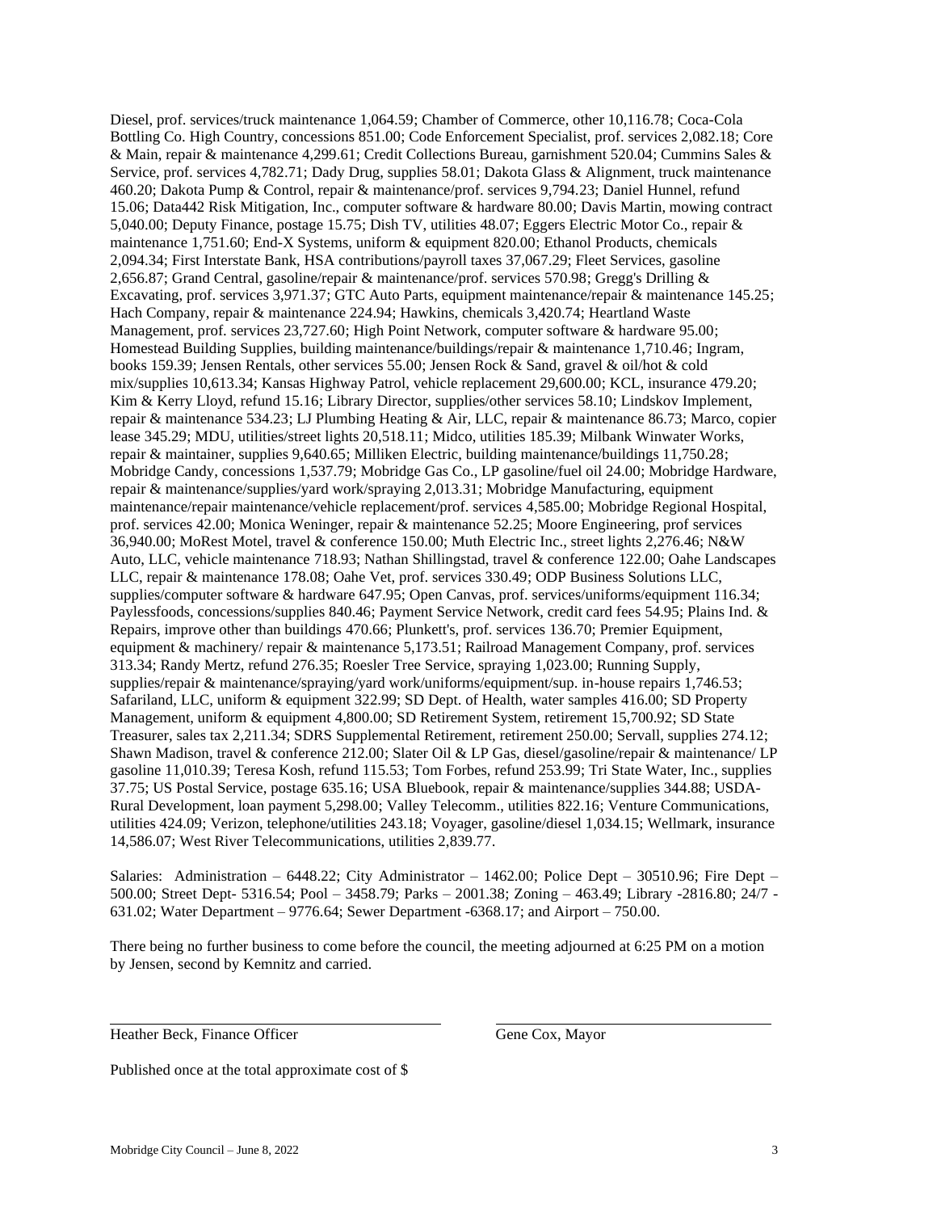Diesel, prof. services/truck maintenance 1,064.59; Chamber of Commerce, other 10,116.78; Coca-Cola Bottling Co. High Country, concessions 851.00; Code Enforcement Specialist, prof. services 2,082.18; Core & Main, repair & maintenance 4,299.61; Credit Collections Bureau, garnishment 520.04; Cummins Sales & Service, prof. services 4,782.71; Dady Drug, supplies 58.01; Dakota Glass & Alignment, truck maintenance 460.20; Dakota Pump & Control, repair & maintenance/prof. services 9,794.23; Daniel Hunnel, refund 15.06; Data442 Risk Mitigation, Inc., computer software & hardware 80.00; Davis Martin, mowing contract 5,040.00; Deputy Finance, postage 15.75; Dish TV, utilities 48.07; Eggers Electric Motor Co., repair & maintenance 1,751.60; End-X Systems, uniform & equipment 820.00; Ethanol Products, chemicals 2,094.34; First Interstate Bank, HSA contributions/payroll taxes 37,067.29; Fleet Services, gasoline 2,656.87; Grand Central, gasoline/repair & maintenance/prof. services 570.98; Gregg's Drilling & Excavating, prof. services 3,971.37; GTC Auto Parts, equipment maintenance/repair & maintenance 145.25; Hach Company, repair & maintenance 224.94; Hawkins, chemicals 3,420.74; Heartland Waste Management, prof. services 23,727.60; High Point Network, computer software & hardware 95.00; Homestead Building Supplies, building maintenance/buildings/repair & maintenance 1,710.46; Ingram, books 159.39; Jensen Rentals, other services 55.00; Jensen Rock & Sand, gravel & oil/hot & cold mix/supplies 10,613.34; Kansas Highway Patrol, vehicle replacement 29,600.00; KCL, insurance 479.20; Kim & Kerry Lloyd, refund 15.16; Library Director, supplies/other services 58.10; Lindskov Implement, repair & maintenance 534.23; LJ Plumbing Heating & Air, LLC, repair & maintenance 86.73; Marco, copier lease 345.29; MDU, utilities/street lights 20,518.11; Midco, utilities 185.39; Milbank Winwater Works, repair & maintainer, supplies 9,640.65; Milliken Electric, building maintenance/buildings 11,750.28; Mobridge Candy, concessions 1,537.79; Mobridge Gas Co., LP gasoline/fuel oil 24.00; Mobridge Hardware, repair & maintenance/supplies/yard work/spraying 2,013.31; Mobridge Manufacturing, equipment maintenance/repair maintenance/vehicle replacement/prof. services 4,585.00; Mobridge Regional Hospital, prof. services 42.00; Monica Weninger, repair & maintenance 52.25; Moore Engineering, prof services 36,940.00; MoRest Motel, travel & conference 150.00; Muth Electric Inc., street lights 2,276.46; N&W Auto, LLC, vehicle maintenance 718.93; Nathan Shillingstad, travel & conference 122.00; Oahe Landscapes LLC, repair & maintenance 178.08; Oahe Vet, prof. services 330.49; ODP Business Solutions LLC, supplies/computer software & hardware 647.95; Open Canvas, prof. services/uniforms/equipment 116.34; Paylessfoods, concessions/supplies 840.46; Payment Service Network, credit card fees 54.95; Plains Ind. & Repairs, improve other than buildings 470.66; Plunkett's, prof. services 136.70; Premier Equipment, equipment & machinery/ repair & maintenance 5,173.51; Railroad Management Company, prof. services 313.34; Randy Mertz, refund 276.35; Roesler Tree Service, spraying 1,023.00; Running Supply, supplies/repair & maintenance/spraying/yard work/uniforms/equipment/sup. in-house repairs 1,746.53; Safariland, LLC, uniform & equipment 322.99; SD Dept. of Health, water samples 416.00; SD Property Management, uniform & equipment 4,800.00; SD Retirement System, retirement 15,700.92; SD State Treasurer, sales tax 2,211.34; SDRS Supplemental Retirement, retirement 250.00; Servall, supplies 274.12; Shawn Madison, travel & conference 212.00; Slater Oil & LP Gas, diesel/gasoline/repair & maintenance/ LP gasoline 11,010.39; Teresa Kosh, refund 115.53; Tom Forbes, refund 253.99; Tri State Water, Inc., supplies 37.75; US Postal Service, postage 635.16; USA Bluebook, repair & maintenance/supplies 344.88; USDA-Rural Development, loan payment 5,298.00; Valley Telecomm., utilities 822.16; Venture Communications, utilities 424.09; Verizon, telephone/utilities 243.18; Voyager, gasoline/diesel 1,034.15; Wellmark, insurance 14,586.07; West River Telecommunications, utilities 2,839.77.

Salaries: Administration – 6448.22; City Administrator – 1462.00; Police Dept – 30510.96; Fire Dept – 500.00; Street Dept- 5316.54; Pool – 3458.79; Parks – 2001.38; Zoning – 463.49; Library -2816.80; 24/7 - 631.02; Water Department – 9776.64; Sewer Department -6368.17; and Airport – 750.00.

There being no further business to come before the council, the meeting adjourned at 6:25 PM on a motion by Jensen, second by Kemnitz and carried.

Heather Beck, Finance Officer

Gene Cox, Mayor

Published once at the total approximate cost of $